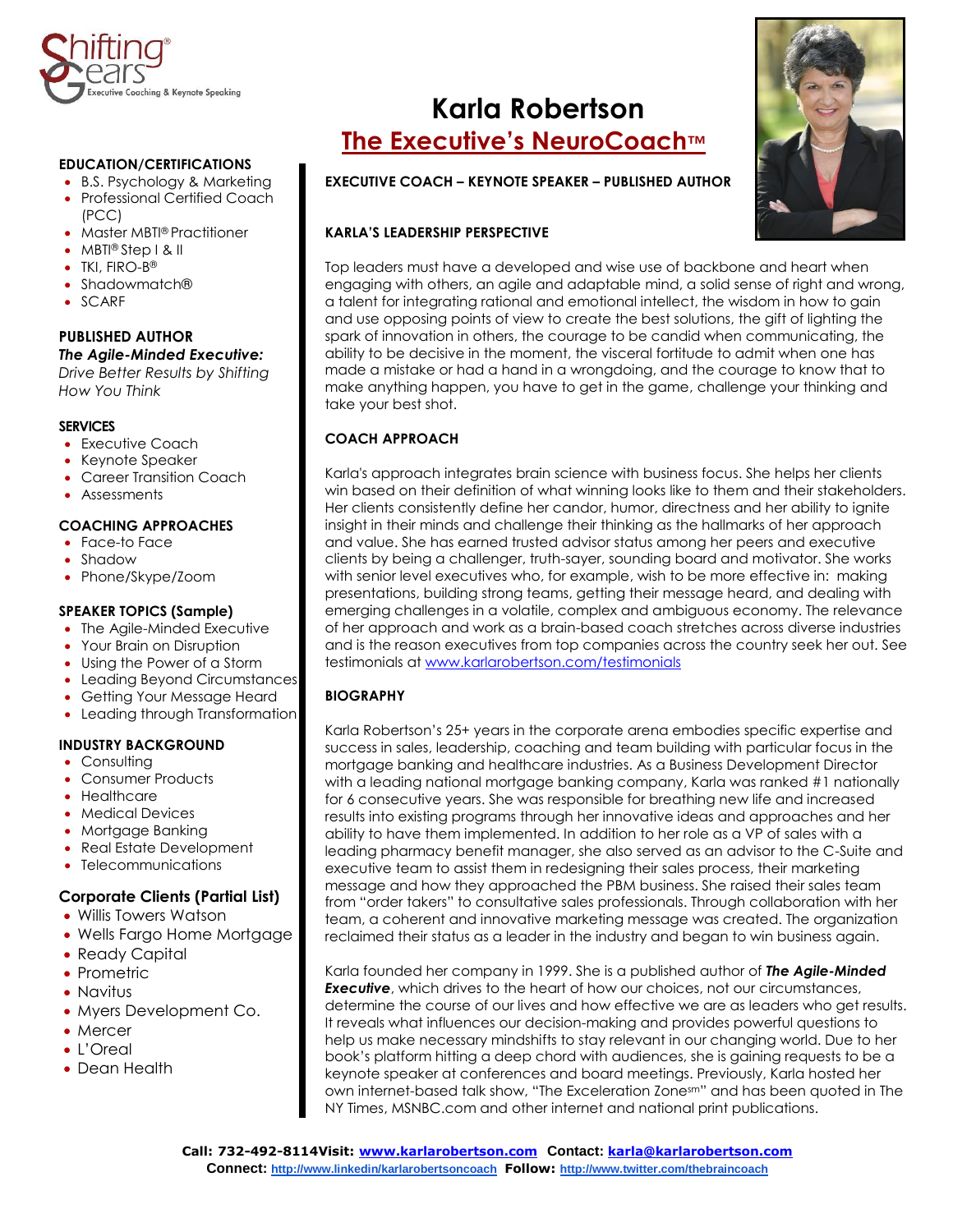Shifting® Gears
Executive Coaching & Keynote Speaking

# Karla Robertson

## The Executive's NeuroCoach™

**EXECUTIVE COACH – KEYNOTE SPEAKER – PUBLISHED AUTHOR**

### EDUCATION/CERTIFICATIONS

- B.S. Psychology & Marketing
- Professional Certified Coach (PCC)
- Master MBTI® Practitioner
- MBTI® Step I & II
- TKI, FIRO-B®
- Shadowmatch®
- SCARF

### PUBLISHED AUTHOR

***The Agile-Minded Executive:***
*Drive Better Results by Shifting How You Think*

### SERVICES

- Executive Coach
- Keynote Speaker
- Career Transition Coach
- Assessments

### COACHING APPROACHES

- Face-to Face
- Shadow
- Phone/Skype/Zoom

### SPEAKER TOPICS (Sample)

- The Agile-Minded Executive
- Your Brain on Disruption
- Using the Power of a Storm
- Leading Beyond Circumstances
- Getting Your Message Heard
- Leading through Transformation

### INDUSTRY BACKGROUND

- Consulting
- Consumer Products
- Healthcare
- Medical Devices
- Mortgage Banking
- Real Estate Development
- Telecommunications

### Corporate Clients (Partial List)

- Willis Towers Watson
- Wells Fargo Home Mortgage
- Ready Capital
- Prometric
- Navitus
- Myers Development Co.
- Mercer
- L'Oreal
- Dean Health

### KARLA'S LEADERSHIP PERSPECTIVE

Top leaders must have a developed and wise use of backbone and heart when engaging with others, an agile and adaptable mind, a solid sense of right and wrong, a talent for integrating rational and emotional intellect, the wisdom in how to gain and use opposing points of view to create the best solutions, the gift of lighting the spark of innovation in others, the courage to be candid when communicating, the ability to be decisive in the moment, the visceral fortitude to admit when one has made a mistake or had a hand in a wrongdoing, and the courage to know that to make anything happen, you have to get in the game, challenge your thinking and take your best shot.

### COACH APPROACH

Karla's approach integrates brain science with business focus. She helps her clients win based on their definition of what winning looks like to them and their stakeholders. Her clients consistently define her candor, humor, directness and her ability to ignite insight in their minds and challenge their thinking as the hallmarks of her approach and value. She has earned trusted advisor status among her peers and executive clients by being a challenger, truth-sayer, sounding board and motivator. She works with senior level executives who, for example, wish to be more effective in: making presentations, building strong teams, getting their message heard, and dealing with emerging challenges in a volatile, complex and ambiguous economy. The relevance of her approach and work as a brain-based coach stretches across diverse industries and is the reason executives from top companies across the country seek her out. See testimonials at [www.karlarobertson.com/testimonials](www.karlarobertson.com/testimonials)

### BIOGRAPHY

Karla Robertson's 25+ years in the corporate arena embodies specific expertise and success in sales, leadership, coaching and team building with particular focus in the mortgage banking and healthcare industries. As a Business Development Director with a leading national mortgage banking company, Karla was ranked #1 nationally for 6 consecutive years. She was responsible for breathing new life and increased results into existing programs through her innovative ideas and approaches and her ability to have them implemented. In addition to her role as a VP of sales with a leading pharmacy benefit manager, she also served as an advisor to the C-Suite and executive team to assist them in redesigning their sales process, their marketing message and how they approached the PBM business. She raised their sales team from "order takers" to consultative sales professionals. Through collaboration with her team, a coherent and innovative marketing message was created. The organization reclaimed their status as a leader in the industry and began to win business again.

Karla founded her company in 1999. She is a published author of ***The Agile-Minded Executive***, which drives to the heart of how our choices, not our circumstances, determine the course of our lives and how effective we are as leaders who get results. It reveals what influences our decision-making and provides powerful questions to help us make necessary mindshifts to stay relevant in our changing world. Due to her book's platform hitting a deep chord with audiences, she is gaining requests to be a keynote speaker at conferences and board meetings. Previously, Karla hosted her own internet-based talk show, "The Exceleration Zone℠" and has been quoted in The NY Times, MSNBC.com and other internet and national print publications.

**Call: 732-492-8114Visit: [www.karlarobertson.com](www.karlarobertson.com) Contact: [karla@karlarobertson.com](mailto:karla@karlarobertson.com)**
**Connect: [http://www.linkedin/karlarobertsoncoach](http://www.linkedin/karlarobertsoncoach) Follow: [http://www.twitter.com/thebraincoach](http://www.twitter.com/thebraincoach)**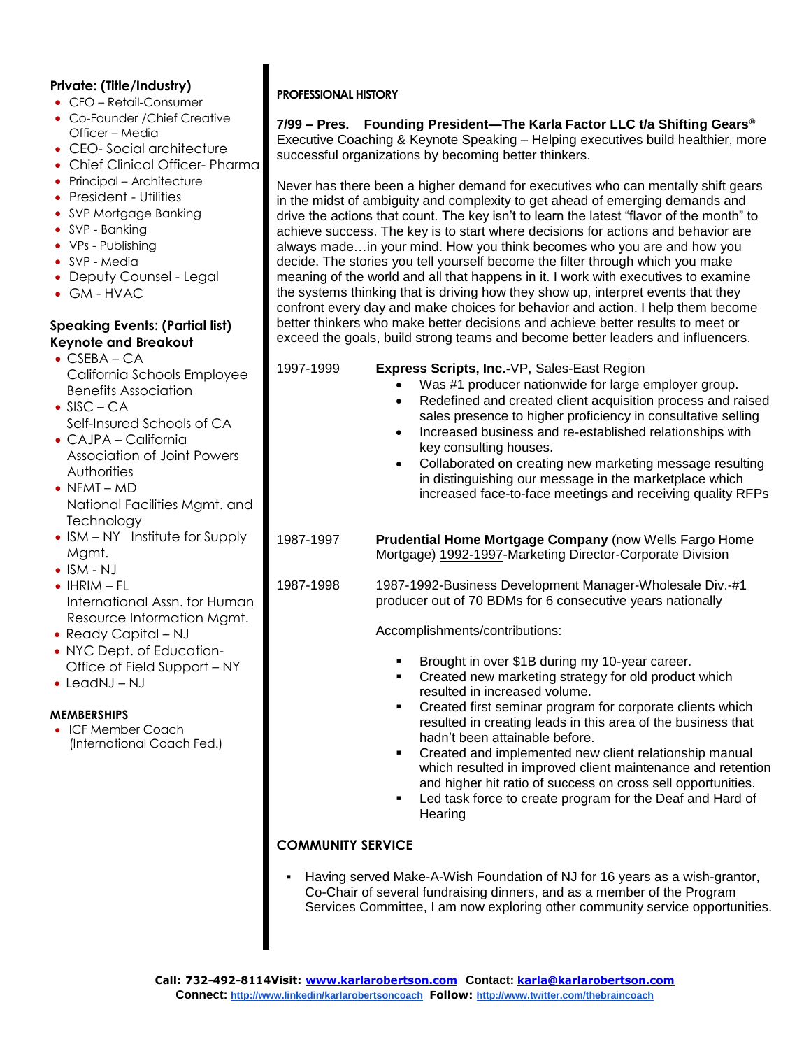**Private: (Title/Industry)**

- CFO – Retail-Consumer
- Co-Founder /Chief Creative Officer – Media
- CEO- Social architecture
- Chief Clinical Officer- Pharma
- Principal – Architecture
- President - Utilities
- SVP Mortgage Banking
- SVP - Banking
- VPs - Publishing
- SVP - Media
- Deputy Counsel - Legal
- GM - HVAC

**Speaking Events: (Partial list)**
**Keynote and Breakout**

- CSEBA – CA
  California Schools Employee Benefits Association
- SISC – CA
  Self-Insured Schools of CA
- CAJPA – California Association of Joint Powers Authorities
- NFMT – MD
  National Facilities Mgmt. and Technology
- ISM – NY Institute for Supply Mgmt.
- ISM - NJ
- IHRIM – FL
  International Assn. for Human Resource Information Mgmt.
- Ready Capital – NJ
- NYC Dept. of Education-Office of Field Support – NY
- LeadNJ – NJ

**MEMBERSHIPS**

- ICF Member Coach (International Coach Fed.)

**PROFESSIONAL HISTORY**

**7/99 – Pres. Founding President—The Karla Factor LLC t/a Shifting Gears®**
Executive Coaching & Keynote Speaking – Helping executives build healthier, more successful organizations by becoming better thinkers.

Never has there been a higher demand for executives who can mentally shift gears in the midst of ambiguity and complexity to get ahead of emerging demands and drive the actions that count. The key isn't to learn the latest "flavor of the month" to achieve success. The key is to start where decisions for actions and behavior are always made…in your mind. How you think becomes who you are and how you decide. The stories you tell yourself become the filter through which you make meaning of the world and all that happens in it. I work with executives to examine the systems thinking that is driving how they show up, interpret events that they confront every day and make choices for behavior and action. I help them become better thinkers who make better decisions and achieve better results to meet or exceed the goals, build strong teams and become better leaders and influencers.

1997-1999 **Express Scripts, Inc.-**VP, Sales-East Region

- Was #1 producer nationwide for large employer group.
- Redefined and created client acquisition process and raised sales presence to higher proficiency in consultative selling
- Increased business and re-established relationships with key consulting houses.
- Collaborated on creating new marketing message resulting in distinguishing our message in the marketplace which increased face-to-face meetings and receiving quality RFPs

1987-1997 **Prudential Home Mortgage Company** (now Wells Fargo Home Mortgage) 1992-1997-Marketing Director-Corporate Division

1987-1998 1987-1992-Business Development Manager-Wholesale Div.-#1 producer out of 70 BDMs for 6 consecutive years nationally

Accomplishments/contributions:

- Brought in over $1B during my 10-year career.
- Created new marketing strategy for old product which resulted in increased volume.
- Created first seminar program for corporate clients which resulted in creating leads in this area of the business that hadn't been attainable before.
- Created and implemented new client relationship manual which resulted in improved client maintenance and retention and higher hit ratio of success on cross sell opportunities.
- Led task force to create program for the Deaf and Hard of Hearing

**COMMUNITY SERVICE**

- Having served Make-A-Wish Foundation of NJ for 16 years as a wish-grantor, Co-Chair of several fundraising dinners, and as a member of the Program Services Committee, I am now exploring other community service opportunities.

**Call: 732-492-8114Visit: www.karlarobertson.com Contact: karla@karlarobertson.com**
**Connect: http://www.linkedin/karlarobertsoncoach Follow: http://www.twitter.com/thebraincoach**